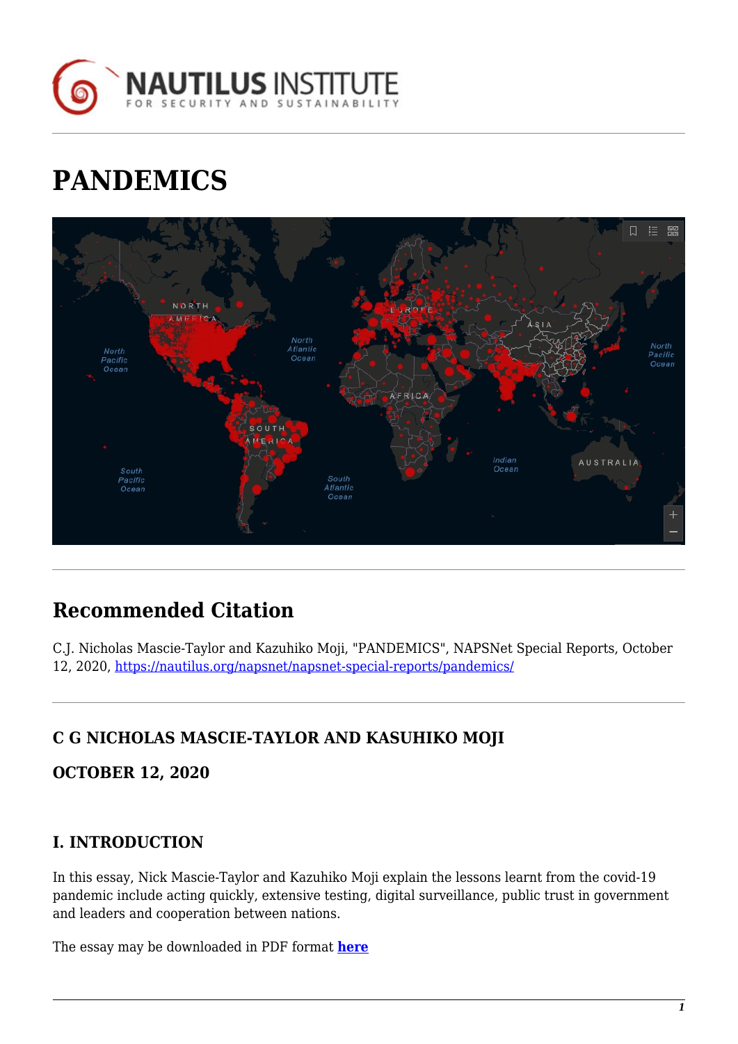# PANDEMICS

## Recommended Citation

C.J. Nicholas Mascie-Taylor and Kazuhiko Moji, "PANDEMICS", NAPSNet Special Reports, October 12, 2020, https://nautilus.org/napsnet/napsnet-special-reports/pandemics/

### C G NICHOLAS MASCIE-TAYLOR AND KASUHIKO MOJI

### OCTOBER 12, 2020

### I. INTRODUCTION

In this essay, Nick Mascie-Taylor and Kazuhiko Moji explain the lessons learnt from the covid-19 pandemic include acting quickly, extensive testing, digital surveillance, public trust in government and leaders and cooperation between nations.

The essay may be downloaded in PDF format **here**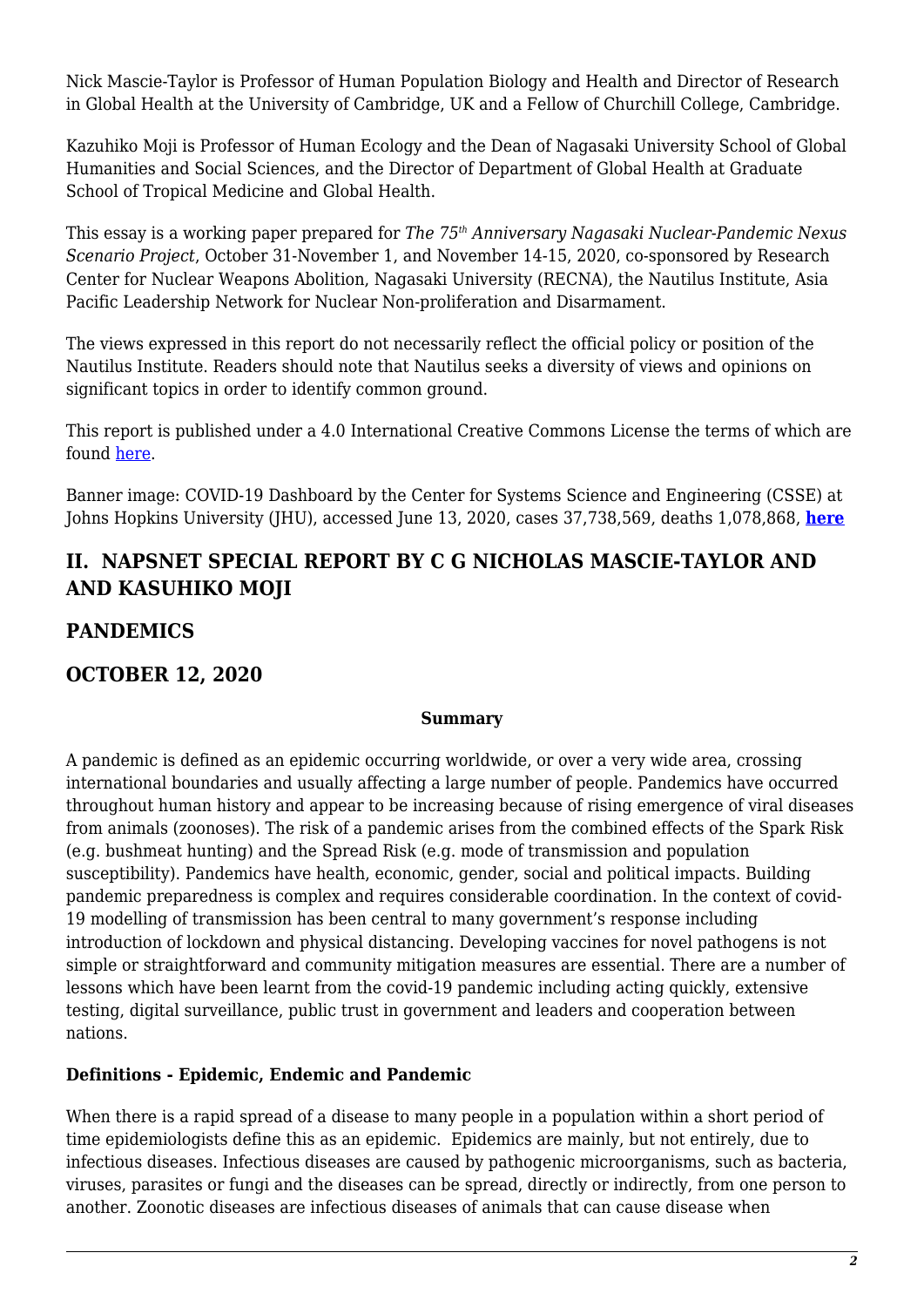Nick Mascie-Taylor is Professor of Human Population Biology and Health and Director of Research in Global Health at the University of Cambridge, UK and a Fellow of Churchill College, Cambridge.

Kazuhiko Moji is Professor of Human Ecology and the Dean of Nagasaki University School of Global Humanities and Social Sciences, and the Director of Department of Global Health at Graduate School of Tropical Medicine and Global Health.

This essay is a working paper prepared for *The 75th Anniversary Nagasaki Nuclear-Pandemic Nexus Scenario Project*, October 31-November 1, and November 14-15, 2020, co-sponsored by Research Center for Nuclear Weapons Abolition, Nagasaki University (RECNA), the Nautilus Institute, Asia Pacific Leadership Network for Nuclear Non-proliferation and Disarmament.

The views expressed in this report do not necessarily reflect the official policy or position of the Nautilus Institute. Readers should note that Nautilus seeks a diversity of views and opinions on significant topics in order to identify common ground.

This report is published under a 4.0 International Creative Commons License the terms of which are found here.

Banner image: COVID-19 Dashboard by the Center for Systems Science and Engineering (CSSE) at Johns Hopkins University (JHU), accessed June 13, 2020, cases 37,738,569, deaths 1,078,868, **here**

## II. NAPSNET SPECIAL REPORT BY C G NICHOLAS MASCIE-TAYLOR AND AND KASUHIKO MOJI

## PANDEMICS

## OCTOBER 12, 2020

**Summary**

A pandemic is defined as an epidemic occurring worldwide, or over a very wide area, crossing international boundaries and usually affecting a large number of people. Pandemics have occurred throughout human history and appear to be increasing because of rising emergence of viral diseases from animals (zoonoses). The risk of a pandemic arises from the combined effects of the Spark Risk (e.g. bushmeat hunting) and the Spread Risk (e.g. mode of transmission and population susceptibility). Pandemics have health, economic, gender, social and political impacts. Building pandemic preparedness is complex and requires considerable coordination. In the context of covid-19 modelling of transmission has been central to many government's response including introduction of lockdown and physical distancing. Developing vaccines for novel pathogens is not simple or straightforward and community mitigation measures are essential. There are a number of lessons which have been learnt from the covid-19 pandemic including acting quickly, extensive testing, digital surveillance, public trust in government and leaders and cooperation between nations.

**Definitions - Epidemic, Endemic and Pandemic**

When there is a rapid spread of a disease to many people in a population within a short period of time epidemiologists define this as an epidemic. Epidemics are mainly, but not entirely, due to infectious diseases. Infectious diseases are caused by pathogenic microorganisms, such as bacteria, viruses, parasites or fungi and the diseases can be spread, directly or indirectly, from one person to another. Zoonotic diseases are infectious diseases of animals that can cause disease when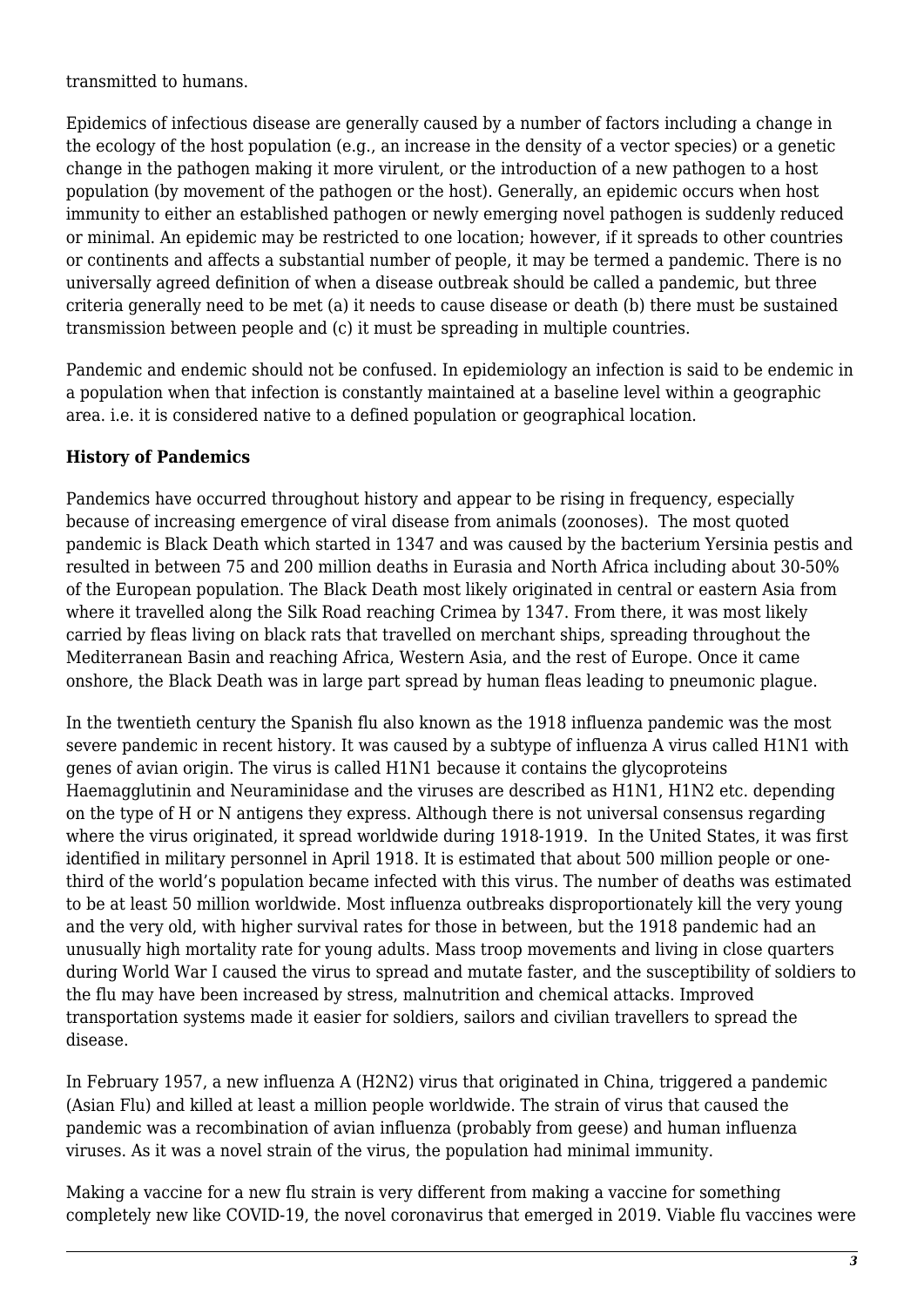transmitted to humans.

Epidemics of infectious disease are generally caused by a number of factors including a change in the ecology of the host population (e.g., an increase in the density of a vector species) or a genetic change in the pathogen making it more virulent, or the introduction of a new pathogen to a host population (by movement of the pathogen or the host). Generally, an epidemic occurs when host immunity to either an established pathogen or newly emerging novel pathogen is suddenly reduced or minimal. An epidemic may be restricted to one location; however, if it spreads to other countries or continents and affects a substantial number of people, it may be termed a pandemic. There is no universally agreed definition of when a disease outbreak should be called a pandemic, but three criteria generally need to be met (a) it needs to cause disease or death (b) there must be sustained transmission between people and (c) it must be spreading in multiple countries.

Pandemic and endemic should not be confused. In epidemiology an infection is said to be endemic in a population when that infection is constantly maintained at a baseline level within a geographic area. i.e. it is considered native to a defined population or geographical location.

**History of Pandemics**

Pandemics have occurred throughout history and appear to be rising in frequency, especially because of increasing emergence of viral disease from animals (zoonoses). The most quoted pandemic is Black Death which started in 1347 and was caused by the bacterium Yersinia pestis and resulted in between 75 and 200 million deaths in Eurasia and North Africa including about 30-50% of the European population. The Black Death most likely originated in central or eastern Asia from where it travelled along the Silk Road reaching Crimea by 1347. From there, it was most likely carried by fleas living on black rats that travelled on merchant ships, spreading throughout the Mediterranean Basin and reaching Africa, Western Asia, and the rest of Europe. Once it came onshore, the Black Death was in large part spread by human fleas leading to pneumonic plague.

In the twentieth century the Spanish flu also known as the 1918 influenza pandemic was the most severe pandemic in recent history. It was caused by a subtype of influenza A virus called H1N1 with genes of avian origin. The virus is called H1N1 because it contains the glycoproteins Haemagglutinin and Neuraminidase and the viruses are described as H1N1, H1N2 etc. depending on the type of H or N antigens they express. Although there is not universal consensus regarding where the virus originated, it spread worldwide during 1918-1919. In the United States, it was first identified in military personnel in April 1918. It is estimated that about 500 million people or one-third of the world's population became infected with this virus. The number of deaths was estimated to be at least 50 million worldwide. Most influenza outbreaks disproportionately kill the very young and the very old, with higher survival rates for those in between, but the 1918 pandemic had an unusually high mortality rate for young adults. Mass troop movements and living in close quarters during World War I caused the virus to spread and mutate faster, and the susceptibility of soldiers to the flu may have been increased by stress, malnutrition and chemical attacks. Improved transportation systems made it easier for soldiers, sailors and civilian travellers to spread the disease.

In February 1957, a new influenza A (H2N2) virus that originated in China, triggered a pandemic (Asian Flu) and killed at least a million people worldwide. The strain of virus that caused the pandemic was a recombination of avian influenza (probably from geese) and human influenza viruses. As it was a novel strain of the virus, the population had minimal immunity.

Making a vaccine for a new flu strain is very different from making a vaccine for something completely new like COVID-19, the novel coronavirus that emerged in 2019. Viable flu vaccines were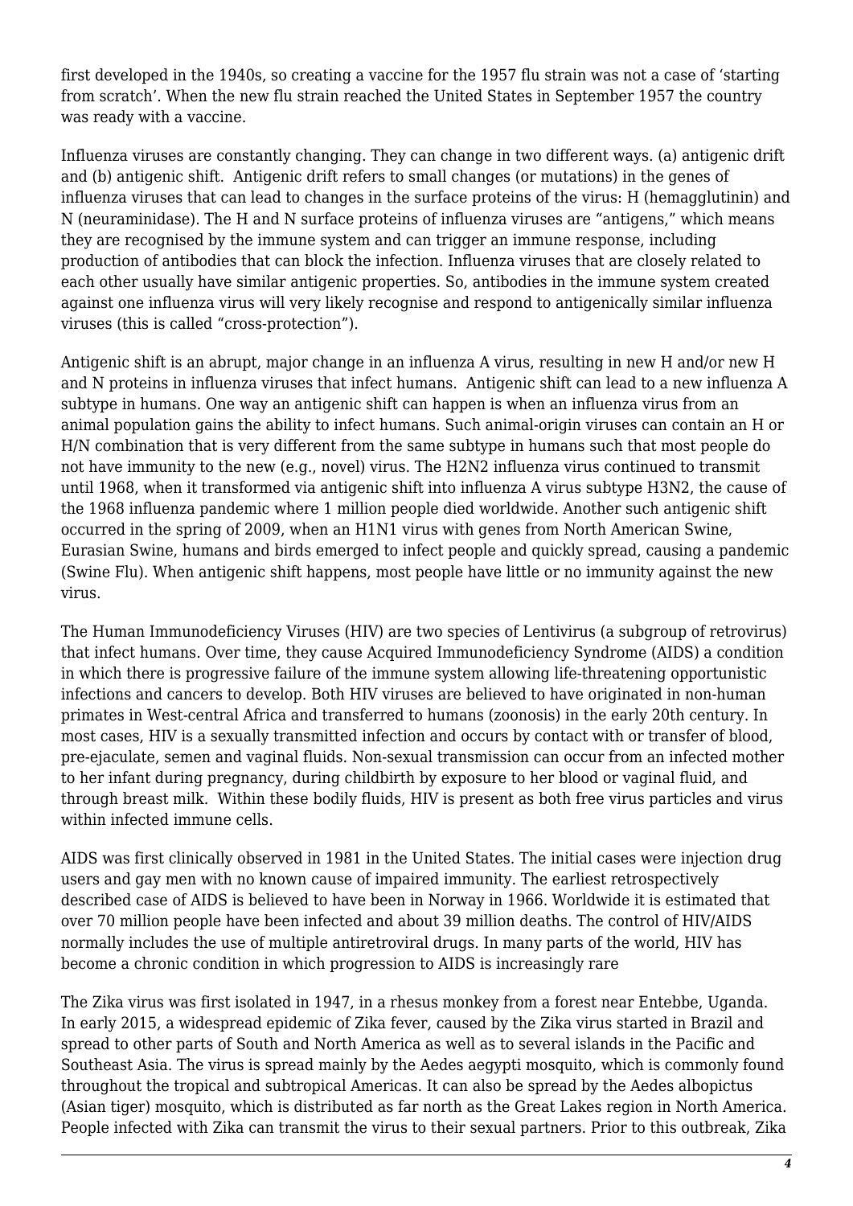first developed in the 1940s, so creating a vaccine for the 1957 flu strain was not a case of 'starting from scratch'. When the new flu strain reached the United States in September 1957 the country was ready with a vaccine.

Influenza viruses are constantly changing. They can change in two different ways. (a) antigenic drift and (b) antigenic shift. Antigenic drift refers to small changes (or mutations) in the genes of influenza viruses that can lead to changes in the surface proteins of the virus: H (hemagglutinin) and N (neuraminidase). The H and N surface proteins of influenza viruses are "antigens," which means they are recognised by the immune system and can trigger an immune response, including production of antibodies that can block the infection. Influenza viruses that are closely related to each other usually have similar antigenic properties. So, antibodies in the immune system created against one influenza virus will very likely recognise and respond to antigenically similar influenza viruses (this is called "cross-protection").

Antigenic shift is an abrupt, major change in an influenza A virus, resulting in new H and/or new H and N proteins in influenza viruses that infect humans. Antigenic shift can lead to a new influenza A subtype in humans. One way an antigenic shift can happen is when an influenza virus from an animal population gains the ability to infect humans. Such animal-origin viruses can contain an H or H/N combination that is very different from the same subtype in humans such that most people do not have immunity to the new (e.g., novel) virus. The H2N2 influenza virus continued to transmit until 1968, when it transformed via antigenic shift into influenza A virus subtype H3N2, the cause of the 1968 influenza pandemic where 1 million people died worldwide. Another such antigenic shift occurred in the spring of 2009, when an H1N1 virus with genes from North American Swine, Eurasian Swine, humans and birds emerged to infect people and quickly spread, causing a pandemic (Swine Flu). When antigenic shift happens, most people have little or no immunity against the new virus.

The Human Immunodeficiency Viruses (HIV) are two species of Lentivirus (a subgroup of retrovirus) that infect humans. Over time, they cause Acquired Immunodeficiency Syndrome (AIDS) a condition in which there is progressive failure of the immune system allowing life-threatening opportunistic infections and cancers to develop. Both HIV viruses are believed to have originated in non-human primates in West-central Africa and transferred to humans (zoonosis) in the early 20th century. In most cases, HIV is a sexually transmitted infection and occurs by contact with or transfer of blood, pre-ejaculate, semen and vaginal fluids. Non-sexual transmission can occur from an infected mother to her infant during pregnancy, during childbirth by exposure to her blood or vaginal fluid, and through breast milk. Within these bodily fluids, HIV is present as both free virus particles and virus within infected immune cells.

AIDS was first clinically observed in 1981 in the United States. The initial cases were injection drug users and gay men with no known cause of impaired immunity. The earliest retrospectively described case of AIDS is believed to have been in Norway in 1966. Worldwide it is estimated that over 70 million people have been infected and about 39 million deaths. The control of HIV/AIDS normally includes the use of multiple antiretroviral drugs. In many parts of the world, HIV has become a chronic condition in which progression to AIDS is increasingly rare

The Zika virus was first isolated in 1947, in a rhesus monkey from a forest near Entebbe, Uganda. In early 2015, a widespread epidemic of Zika fever, caused by the Zika virus started in Brazil and spread to other parts of South and North America as well as to several islands in the Pacific and Southeast Asia. The virus is spread mainly by the Aedes aegypti mosquito, which is commonly found throughout the tropical and subtropical Americas. It can also be spread by the Aedes albopictus (Asian tiger) mosquito, which is distributed as far north as the Great Lakes region in North America. People infected with Zika can transmit the virus to their sexual partners. Prior to this outbreak, Zika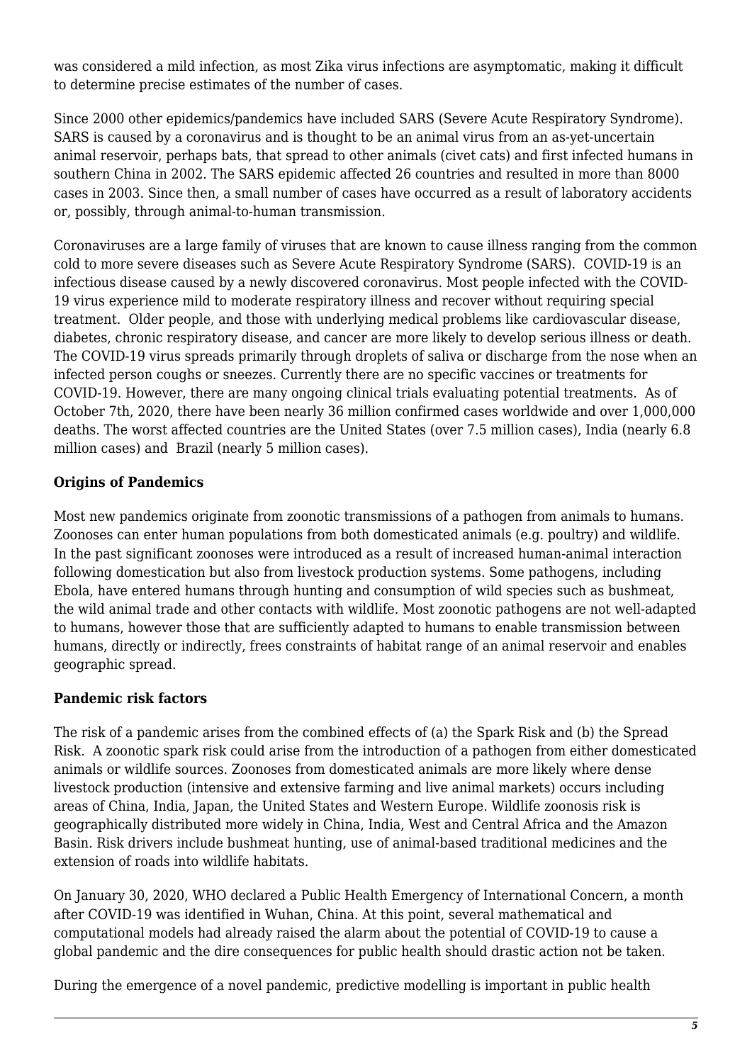was considered a mild infection, as most Zika virus infections are asymptomatic, making it difficult to determine precise estimates of the number of cases.

Since 2000 other epidemics/pandemics have included SARS (Severe Acute Respiratory Syndrome). SARS is caused by a coronavirus and is thought to be an animal virus from an as-yet-uncertain animal reservoir, perhaps bats, that spread to other animals (civet cats) and first infected humans in southern China in 2002. The SARS epidemic affected 26 countries and resulted in more than 8000 cases in 2003. Since then, a small number of cases have occurred as a result of laboratory accidents or, possibly, through animal-to-human transmission.

Coronaviruses are a large family of viruses that are known to cause illness ranging from the common cold to more severe diseases such as Severe Acute Respiratory Syndrome (SARS). COVID-19 is an infectious disease caused by a newly discovered coronavirus. Most people infected with the COVID-19 virus experience mild to moderate respiratory illness and recover without requiring special treatment. Older people, and those with underlying medical problems like cardiovascular disease, diabetes, chronic respiratory disease, and cancer are more likely to develop serious illness or death. The COVID-19 virus spreads primarily through droplets of saliva or discharge from the nose when an infected person coughs or sneezes. Currently there are no specific vaccines or treatments for COVID-19. However, there are many ongoing clinical trials evaluating potential treatments. As of October 7th, 2020, there have been nearly 36 million confirmed cases worldwide and over 1,000,000 deaths. The worst affected countries are the United States (over 7.5 million cases), India (nearly 6.8 million cases) and Brazil (nearly 5 million cases).

**Origins of Pandemics**

Most new pandemics originate from zoonotic transmissions of a pathogen from animals to humans. Zoonoses can enter human populations from both domesticated animals (e.g. poultry) and wildlife. In the past significant zoonoses were introduced as a result of increased human-animal interaction following domestication but also from livestock production systems. Some pathogens, including Ebola, have entered humans through hunting and consumption of wild species such as bushmeat, the wild animal trade and other contacts with wildlife. Most zoonotic pathogens are not well-adapted to humans, however those that are sufficiently adapted to humans to enable transmission between humans, directly or indirectly, frees constraints of habitat range of an animal reservoir and enables geographic spread.

**Pandemic risk factors**

The risk of a pandemic arises from the combined effects of (a) the Spark Risk and (b) the Spread Risk. A zoonotic spark risk could arise from the introduction of a pathogen from either domesticated animals or wildlife sources. Zoonoses from domesticated animals are more likely where dense livestock production (intensive and extensive farming and live animal markets) occurs including areas of China, India, Japan, the United States and Western Europe. Wildlife zoonosis risk is geographically distributed more widely in China, India, West and Central Africa and the Amazon Basin. Risk drivers include bushmeat hunting, use of animal-based traditional medicines and the extension of roads into wildlife habitats.

On January 30, 2020, WHO declared a Public Health Emergency of International Concern, a month after COVID-19 was identified in Wuhan, China. At this point, several mathematical and computational models had already raised the alarm about the potential of COVID-19 to cause a global pandemic and the dire consequences for public health should drastic action not be taken.

During the emergence of a novel pandemic, predictive modelling is important in public health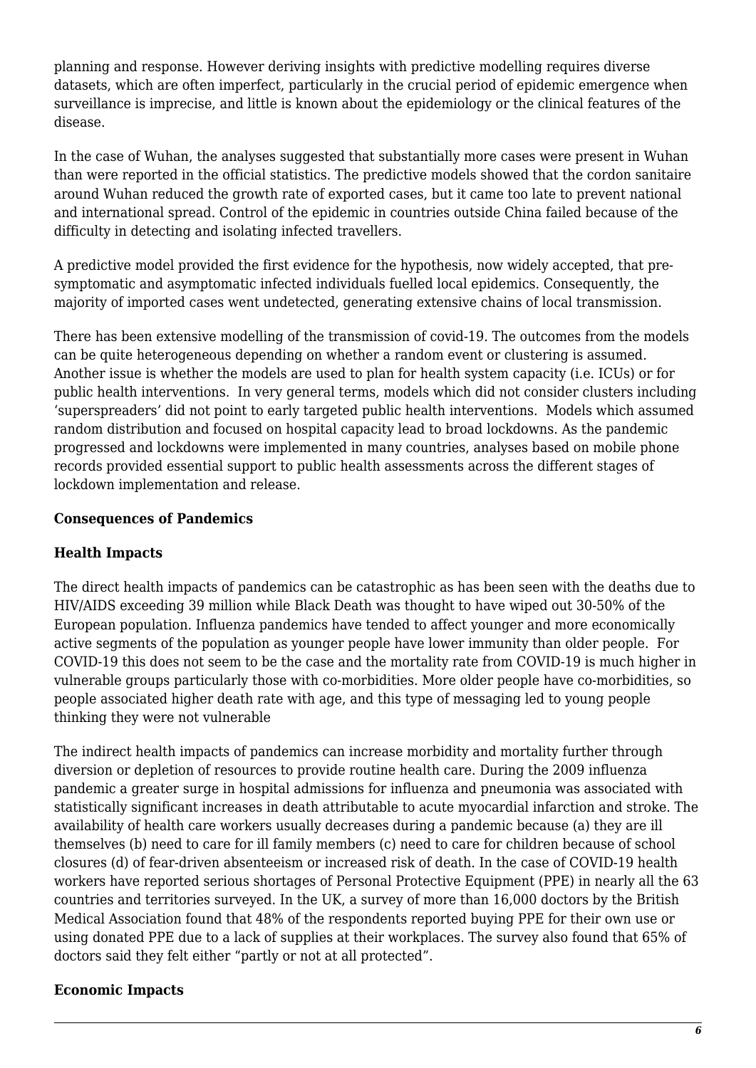planning and response. However deriving insights with predictive modelling requires diverse datasets, which are often imperfect, particularly in the crucial period of epidemic emergence when surveillance is imprecise, and little is known about the epidemiology or the clinical features of the disease.

In the case of Wuhan, the analyses suggested that substantially more cases were present in Wuhan than were reported in the official statistics. The predictive models showed that the cordon sanitaire around Wuhan reduced the growth rate of exported cases, but it came too late to prevent national and international spread. Control of the epidemic in countries outside China failed because of the difficulty in detecting and isolating infected travellers.

A predictive model provided the first evidence for the hypothesis, now widely accepted, that pre-symptomatic and asymptomatic infected individuals fuelled local epidemics. Consequently, the majority of imported cases went undetected, generating extensive chains of local transmission.

There has been extensive modelling of the transmission of covid-19. The outcomes from the models can be quite heterogeneous depending on whether a random event or clustering is assumed. Another issue is whether the models are used to plan for health system capacity (i.e. ICUs) or for public health interventions. In very general terms, models which did not consider clusters including 'superspreaders' did not point to early targeted public health interventions. Models which assumed random distribution and focused on hospital capacity lead to broad lockdowns. As the pandemic progressed and lockdowns were implemented in many countries, analyses based on mobile phone records provided essential support to public health assessments across the different stages of lockdown implementation and release.

**Consequences of Pandemics**

**Health Impacts**

The direct health impacts of pandemics can be catastrophic as has been seen with the deaths due to HIV/AIDS exceeding 39 million while Black Death was thought to have wiped out 30-50% of the European population. Influenza pandemics have tended to affect younger and more economically active segments of the population as younger people have lower immunity than older people. For COVID-19 this does not seem to be the case and the mortality rate from COVID-19 is much higher in vulnerable groups particularly those with co-morbidities. More older people have co-morbidities, so people associated higher death rate with age, and this type of messaging led to young people thinking they were not vulnerable

The indirect health impacts of pandemics can increase morbidity and mortality further through diversion or depletion of resources to provide routine health care. During the 2009 influenza pandemic a greater surge in hospital admissions for influenza and pneumonia was associated with statistically significant increases in death attributable to acute myocardial infarction and stroke. The availability of health care workers usually decreases during a pandemic because (a) they are ill themselves (b) need to care for ill family members (c) need to care for children because of school closures (d) of fear-driven absenteeism or increased risk of death. In the case of COVID-19 health workers have reported serious shortages of Personal Protective Equipment (PPE) in nearly all the 63 countries and territories surveyed. In the UK, a survey of more than 16,000 doctors by the British Medical Association found that 48% of the respondents reported buying PPE for their own use or using donated PPE due to a lack of supplies at their workplaces. The survey also found that 65% of doctors said they felt either "partly or not at all protected".

**Economic Impacts**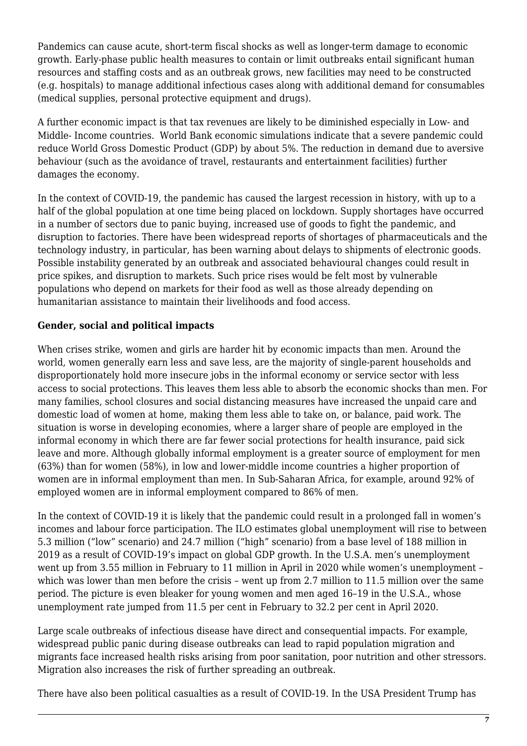Pandemics can cause acute, short-term fiscal shocks as well as longer-term damage to economic growth. Early-phase public health measures to contain or limit outbreaks entail significant human resources and staffing costs and as an outbreak grows, new facilities may need to be constructed (e.g. hospitals) to manage additional infectious cases along with additional demand for consumables (medical supplies, personal protective equipment and drugs).

A further economic impact is that tax revenues are likely to be diminished especially in Low- and Middle- Income countries. World Bank economic simulations indicate that a severe pandemic could reduce World Gross Domestic Product (GDP) by about 5%. The reduction in demand due to aversive behaviour (such as the avoidance of travel, restaurants and entertainment facilities) further damages the economy.

In the context of COVID-19, the pandemic has caused the largest recession in history, with up to a half of the global population at one time being placed on lockdown. Supply shortages have occurred in a number of sectors due to panic buying, increased use of goods to fight the pandemic, and disruption to factories. There have been widespread reports of shortages of pharmaceuticals and the technology industry, in particular, has been warning about delays to shipments of electronic goods. Possible instability generated by an outbreak and associated behavioural changes could result in price spikes, and disruption to markets. Such price rises would be felt most by vulnerable populations who depend on markets for their food as well as those already depending on humanitarian assistance to maintain their livelihoods and food access.

**Gender, social and political impacts**

When crises strike, women and girls are harder hit by economic impacts than men. Around the world, women generally earn less and save less, are the majority of single-parent households and disproportionately hold more insecure jobs in the informal economy or service sector with less access to social protections. This leaves them less able to absorb the economic shocks than men. For many families, school closures and social distancing measures have increased the unpaid care and domestic load of women at home, making them less able to take on, or balance, paid work. The situation is worse in developing economies, where a larger share of people are employed in the informal economy in which there are far fewer social protections for health insurance, paid sick leave and more. Although globally informal employment is a greater source of employment for men (63%) than for women (58%), in low and lower-middle income countries a higher proportion of women are in informal employment than men. In Sub-Saharan Africa, for example, around 92% of employed women are in informal employment compared to 86% of men.

In the context of COVID-19 it is likely that the pandemic could result in a prolonged fall in women's incomes and labour force participation. The ILO estimates global unemployment will rise to between 5.3 million ("low" scenario) and 24.7 million ("high" scenario) from a base level of 188 million in 2019 as a result of COVID-19's impact on global GDP growth. In the U.S.A. men's unemployment went up from 3.55 million in February to 11 million in April in 2020 while women's unemployment – which was lower than men before the crisis – went up from 2.7 million to 11.5 million over the same period. The picture is even bleaker for young women and men aged 16–19 in the U.S.A., whose unemployment rate jumped from 11.5 per cent in February to 32.2 per cent in April 2020.

Large scale outbreaks of infectious disease have direct and consequential impacts. For example, widespread public panic during disease outbreaks can lead to rapid population migration and migrants face increased health risks arising from poor sanitation, poor nutrition and other stressors. Migration also increases the risk of further spreading an outbreak.

There have also been political casualties as a result of COVID-19. In the USA President Trump has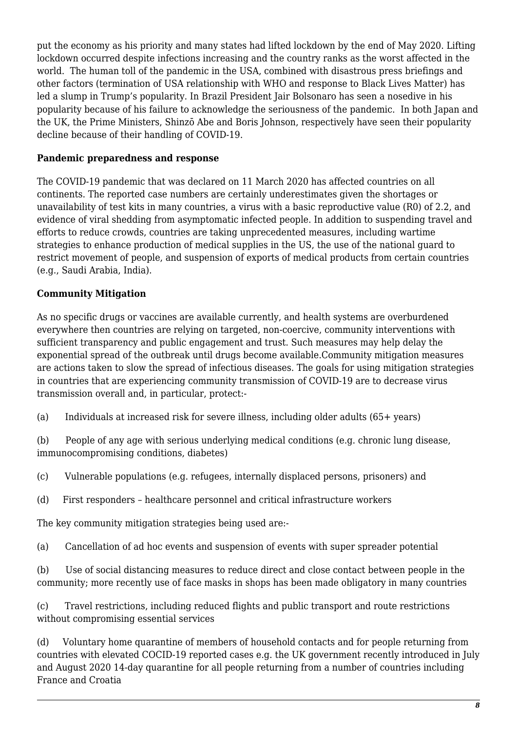put the economy as his priority and many states had lifted lockdown by the end of May 2020. Lifting lockdown occurred despite infections increasing and the country ranks as the worst affected in the world. The human toll of the pandemic in the USA, combined with disastrous press briefings and other factors (termination of USA relationship with WHO and response to Black Lives Matter) has led a slump in Trump's popularity. In Brazil President Jair Bolsonaro has seen a nosedive in his popularity because of his failure to acknowledge the seriousness of the pandemic. In both Japan and the UK, the Prime Ministers, Shinzō Abe and Boris Johnson, respectively have seen their popularity decline because of their handling of COVID-19.

**Pandemic preparedness and response**

The COVID-19 pandemic that was declared on 11 March 2020 has affected countries on all continents. The reported case numbers are certainly underestimates given the shortages or unavailability of test kits in many countries, a virus with a basic reproductive value (R0) of 2.2, and evidence of viral shedding from asymptomatic infected people. In addition to suspending travel and efforts to reduce crowds, countries are taking unprecedented measures, including wartime strategies to enhance production of medical supplies in the US, the use of the national guard to restrict movement of people, and suspension of exports of medical products from certain countries (e.g., Saudi Arabia, India).

**Community Mitigation**

As no specific drugs or vaccines are available currently, and health systems are overburdened everywhere then countries are relying on targeted, non-coercive, community interventions with sufficient transparency and public engagement and trust. Such measures may help delay the exponential spread of the outbreak until drugs become available.Community mitigation measures are actions taken to slow the spread of infectious diseases. The goals for using mitigation strategies in countries that are experiencing community transmission of COVID-19 are to decrease virus transmission overall and, in particular, protect:-

(a) Individuals at increased risk for severe illness, including older adults (65+ years)

(b) People of any age with serious underlying medical conditions (e.g. chronic lung disease, immunocompromising conditions, diabetes)

(c) Vulnerable populations (e.g. refugees, internally displaced persons, prisoners) and

(d) First responders – healthcare personnel and critical infrastructure workers

The key community mitigation strategies being used are:-

(a) Cancellation of ad hoc events and suspension of events with super spreader potential

(b) Use of social distancing measures to reduce direct and close contact between people in the community; more recently use of face masks in shops has been made obligatory in many countries

(c) Travel restrictions, including reduced flights and public transport and route restrictions without compromising essential services

(d) Voluntary home quarantine of members of household contacts and for people returning from countries with elevated COCID-19 reported cases e.g. the UK government recently introduced in July and August 2020 14-day quarantine for all people returning from a number of countries including France and Croatia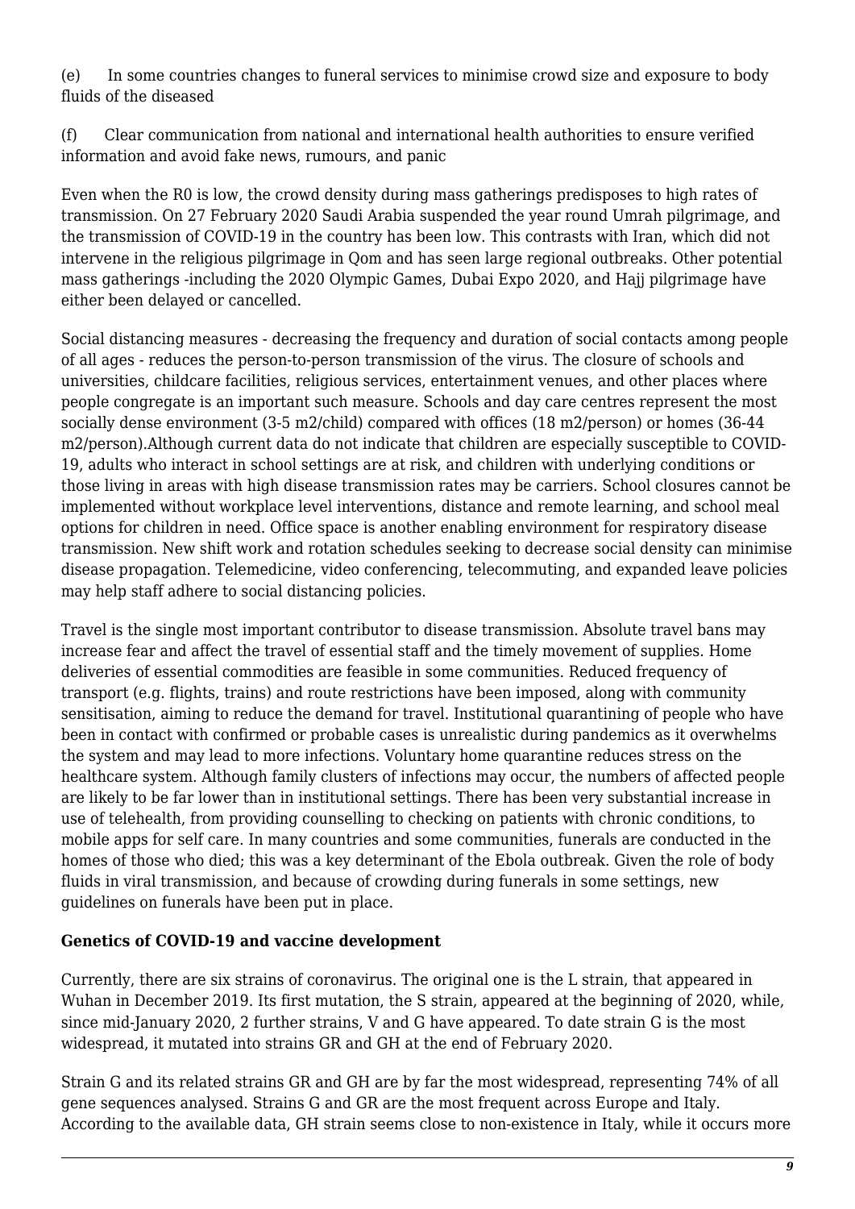(e) In some countries changes to funeral services to minimise crowd size and exposure to body fluids of the diseased

(f) Clear communication from national and international health authorities to ensure verified information and avoid fake news, rumours, and panic

Even when the R0 is low, the crowd density during mass gatherings predisposes to high rates of transmission. On 27 February 2020 Saudi Arabia suspended the year round Umrah pilgrimage, and the transmission of COVID-19 in the country has been low. This contrasts with Iran, which did not intervene in the religious pilgrimage in Qom and has seen large regional outbreaks. Other potential mass gatherings -including the 2020 Olympic Games, Dubai Expo 2020, and Hajj pilgrimage have either been delayed or cancelled.

Social distancing measures - decreasing the frequency and duration of social contacts among people of all ages - reduces the person-to-person transmission of the virus. The closure of schools and universities, childcare facilities, religious services, entertainment venues, and other places where people congregate is an important such measure. Schools and day care centres represent the most socially dense environment (3-5 m2/child) compared with offices (18 m2/person) or homes (36-44 m2/person).Although current data do not indicate that children are especially susceptible to COVID-19, adults who interact in school settings are at risk, and children with underlying conditions or those living in areas with high disease transmission rates may be carriers. School closures cannot be implemented without workplace level interventions, distance and remote learning, and school meal options for children in need. Office space is another enabling environment for respiratory disease transmission. New shift work and rotation schedules seeking to decrease social density can minimise disease propagation. Telemedicine, video conferencing, telecommuting, and expanded leave policies may help staff adhere to social distancing policies.

Travel is the single most important contributor to disease transmission. Absolute travel bans may increase fear and affect the travel of essential staff and the timely movement of supplies. Home deliveries of essential commodities are feasible in some communities. Reduced frequency of transport (e.g. flights, trains) and route restrictions have been imposed, along with community sensitisation, aiming to reduce the demand for travel. Institutional quarantining of people who have been in contact with confirmed or probable cases is unrealistic during pandemics as it overwhelms the system and may lead to more infections. Voluntary home quarantine reduces stress on the healthcare system. Although family clusters of infections may occur, the numbers of affected people are likely to be far lower than in institutional settings. There has been very substantial increase in use of telehealth, from providing counselling to checking on patients with chronic conditions, to mobile apps for self care. In many countries and some communities, funerals are conducted in the homes of those who died; this was a key determinant of the Ebola outbreak. Given the role of body fluids in viral transmission, and because of crowding during funerals in some settings, new guidelines on funerals have been put in place.

**Genetics of COVID-19 and vaccine development**

Currently, there are six strains of coronavirus. The original one is the L strain, that appeared in Wuhan in December 2019. Its first mutation, the S strain, appeared at the beginning of 2020, while, since mid-January 2020, 2 further strains, V and G have appeared. To date strain G is the most widespread, it mutated into strains GR and GH at the end of February 2020.

Strain G and its related strains GR and GH are by far the most widespread, representing 74% of all gene sequences analysed. Strains G and GR are the most frequent across Europe and Italy. According to the available data, GH strain seems close to non-existence in Italy, while it occurs more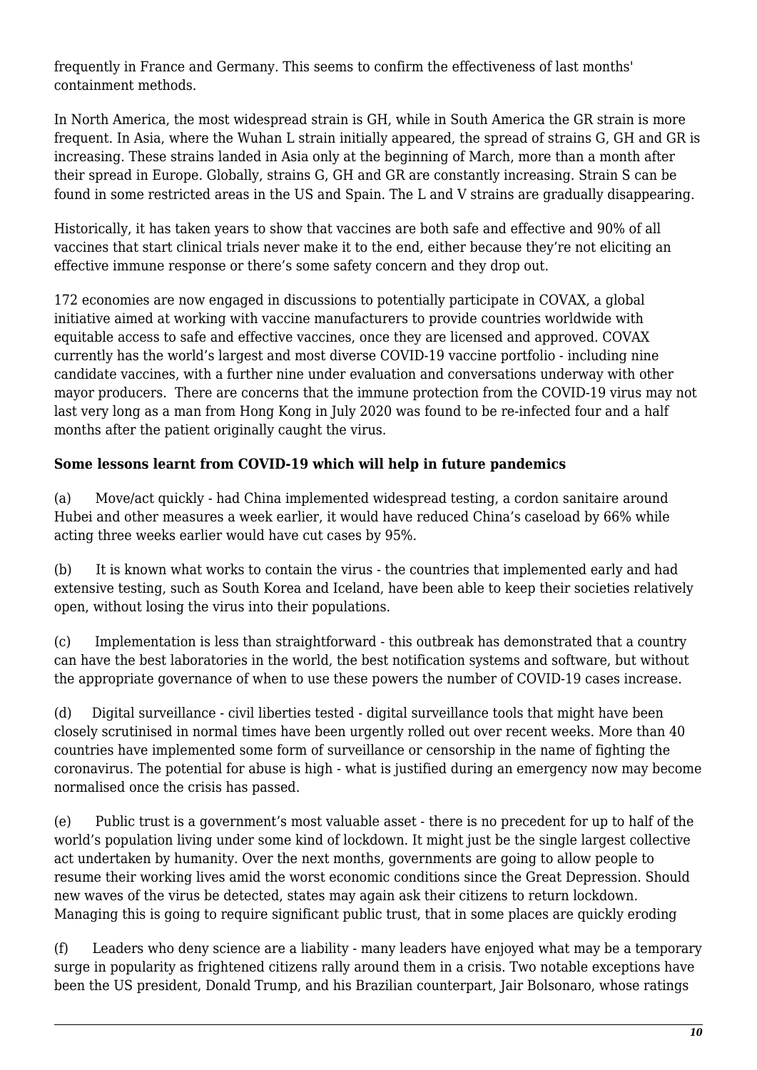frequently in France and Germany. This seems to confirm the effectiveness of last months' containment methods.

In North America, the most widespread strain is GH, while in South America the GR strain is more frequent. In Asia, where the Wuhan L strain initially appeared, the spread of strains G, GH and GR is increasing. These strains landed in Asia only at the beginning of March, more than a month after their spread in Europe. Globally, strains G, GH and GR are constantly increasing. Strain S can be found in some restricted areas in the US and Spain. The L and V strains are gradually disappearing.

Historically, it has taken years to show that vaccines are both safe and effective and 90% of all vaccines that start clinical trials never make it to the end, either because they're not eliciting an effective immune response or there's some safety concern and they drop out.

172 economies are now engaged in discussions to potentially participate in COVAX, a global initiative aimed at working with vaccine manufacturers to provide countries worldwide with equitable access to safe and effective vaccines, once they are licensed and approved. COVAX currently has the world's largest and most diverse COVID-19 vaccine portfolio - including nine candidate vaccines, with a further nine under evaluation and conversations underway with other mayor producers. There are concerns that the immune protection from the COVID-19 virus may not last very long as a man from Hong Kong in July 2020 was found to be re-infected four and a half months after the patient originally caught the virus.

**Some lessons learnt from COVID-19 which will help in future pandemics**

(a) Move/act quickly - had China implemented widespread testing, a cordon sanitaire around Hubei and other measures a week earlier, it would have reduced China's caseload by 66% while acting three weeks earlier would have cut cases by 95%.

(b) It is known what works to contain the virus - the countries that implemented early and had extensive testing, such as South Korea and Iceland, have been able to keep their societies relatively open, without losing the virus into their populations.

(c) Implementation is less than straightforward - this outbreak has demonstrated that a country can have the best laboratories in the world, the best notification systems and software, but without the appropriate governance of when to use these powers the number of COVID-19 cases increase.

(d) Digital surveillance - civil liberties tested - digital surveillance tools that might have been closely scrutinised in normal times have been urgently rolled out over recent weeks. More than 40 countries have implemented some form of surveillance or censorship in the name of fighting the coronavirus. The potential for abuse is high - what is justified during an emergency now may become normalised once the crisis has passed.

(e) Public trust is a government's most valuable asset - there is no precedent for up to half of the world's population living under some kind of lockdown. It might just be the single largest collective act undertaken by humanity. Over the next months, governments are going to allow people to resume their working lives amid the worst economic conditions since the Great Depression. Should new waves of the virus be detected, states may again ask their citizens to return lockdown. Managing this is going to require significant public trust, that in some places are quickly eroding

(f) Leaders who deny science are a liability - many leaders have enjoyed what may be a temporary surge in popularity as frightened citizens rally around them in a crisis. Two notable exceptions have been the US president, Donald Trump, and his Brazilian counterpart, Jair Bolsonaro, whose ratings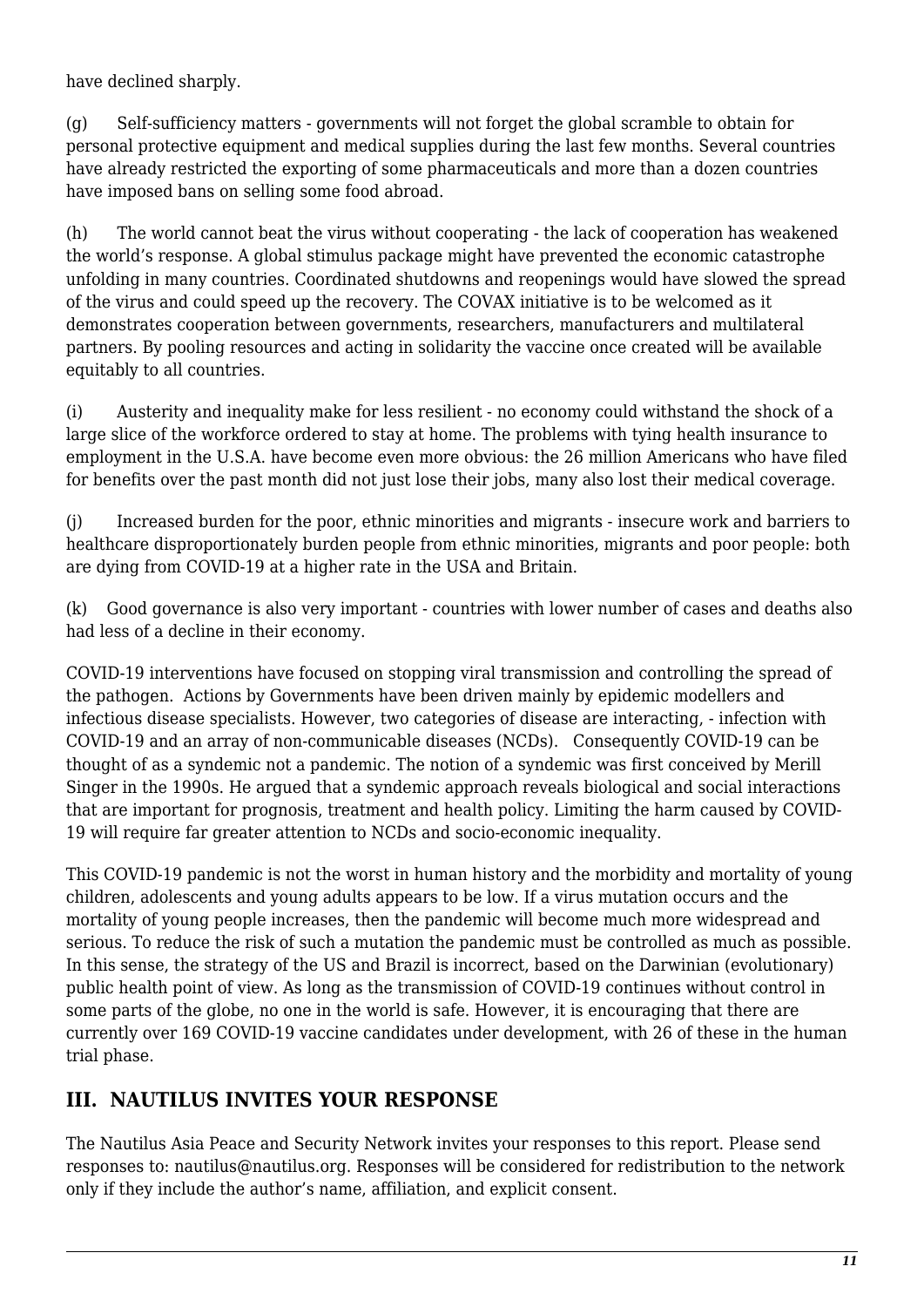have declined sharply.

(g) Self-sufficiency matters - governments will not forget the global scramble to obtain for personal protective equipment and medical supplies during the last few months. Several countries have already restricted the exporting of some pharmaceuticals and more than a dozen countries have imposed bans on selling some food abroad.

(h) The world cannot beat the virus without cooperating - the lack of cooperation has weakened the world's response. A global stimulus package might have prevented the economic catastrophe unfolding in many countries. Coordinated shutdowns and reopenings would have slowed the spread of the virus and could speed up the recovery. The COVAX initiative is to be welcomed as it demonstrates cooperation between governments, researchers, manufacturers and multilateral partners. By pooling resources and acting in solidarity the vaccine once created will be available equitably to all countries.

(i) Austerity and inequality make for less resilient - no economy could withstand the shock of a large slice of the workforce ordered to stay at home. The problems with tying health insurance to employment in the U.S.A. have become even more obvious: the 26 million Americans who have filed for benefits over the past month did not just lose their jobs, many also lost their medical coverage.

(j) Increased burden for the poor, ethnic minorities and migrants - insecure work and barriers to healthcare disproportionately burden people from ethnic minorities, migrants and poor people: both are dying from COVID-19 at a higher rate in the USA and Britain.

(k) Good governance is also very important - countries with lower number of cases and deaths also had less of a decline in their economy.

COVID-19 interventions have focused on stopping viral transmission and controlling the spread of the pathogen. Actions by Governments have been driven mainly by epidemic modellers and infectious disease specialists. However, two categories of disease are interacting, - infection with COVID-19 and an array of non-communicable diseases (NCDs). Consequently COVID-19 can be thought of as a syndemic not a pandemic. The notion of a syndemic was first conceived by Merill Singer in the 1990s. He argued that a syndemic approach reveals biological and social interactions that are important for prognosis, treatment and health policy. Limiting the harm caused by COVID-19 will require far greater attention to NCDs and socio-economic inequality.

This COVID-19 pandemic is not the worst in human history and the morbidity and mortality of young children, adolescents and young adults appears to be low. If a virus mutation occurs and the mortality of young people increases, then the pandemic will become much more widespread and serious. To reduce the risk of such a mutation the pandemic must be controlled as much as possible. In this sense, the strategy of the US and Brazil is incorrect, based on the Darwinian (evolutionary) public health point of view. As long as the transmission of COVID-19 continues without control in some parts of the globe, no one in the world is safe. However, it is encouraging that there are currently over 169 COVID-19 vaccine candidates under development, with 26 of these in the human trial phase.

## III. NAUTILUS INVITES YOUR RESPONSE

The Nautilus Asia Peace and Security Network invites your responses to this report. Please send responses to: nautilus@nautilus.org. Responses will be considered for redistribution to the network only if they include the author's name, affiliation, and explicit consent.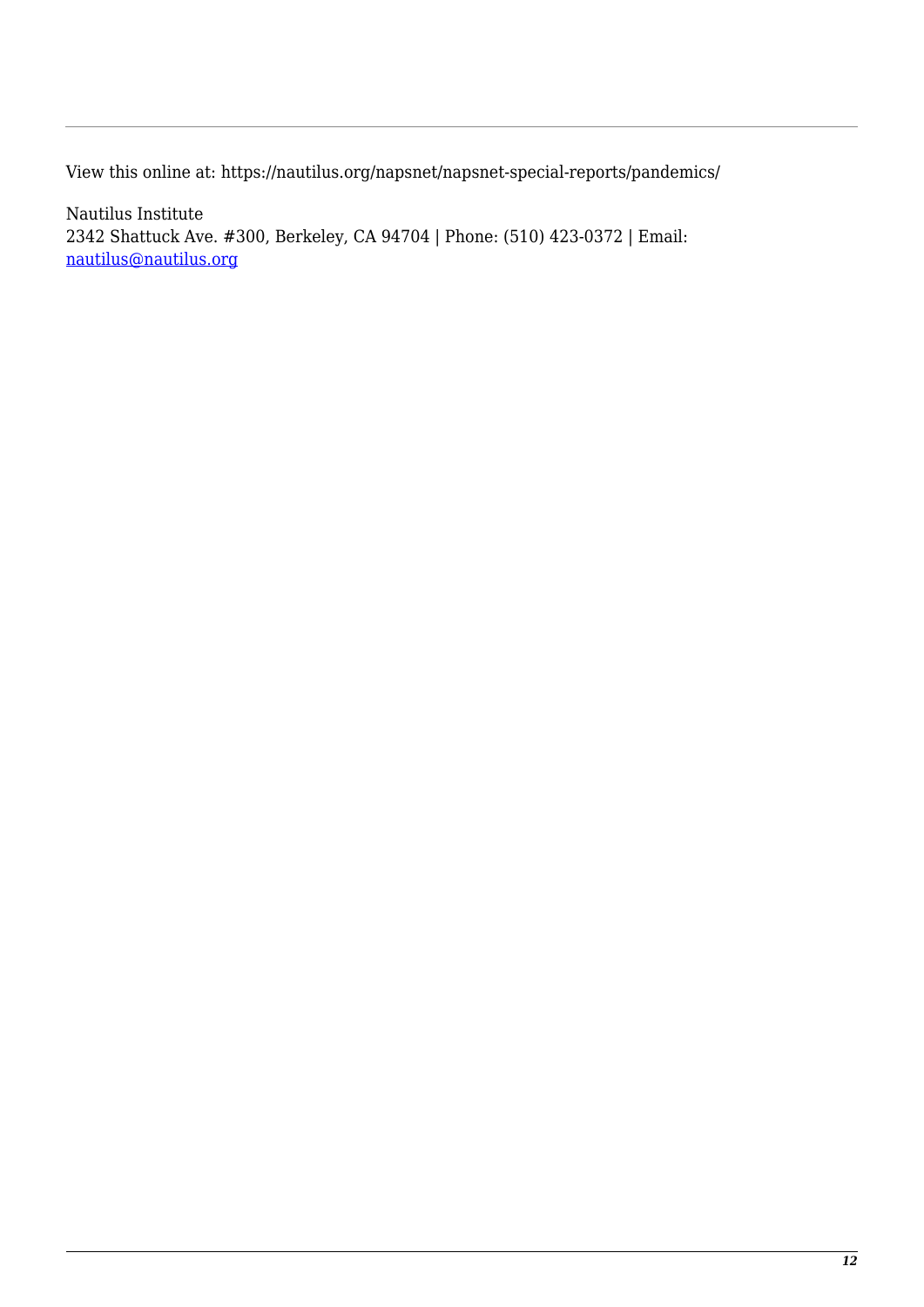View this online at: https://nautilus.org/napsnet/napsnet-special-reports/pandemics/

Nautilus Institute
2342 Shattuck Ave. #300, Berkeley, CA 94704 | Phone: (510) 423-0372 | Email: [nautilus@nautilus.org](mailto:nautilus@nautilus.org)